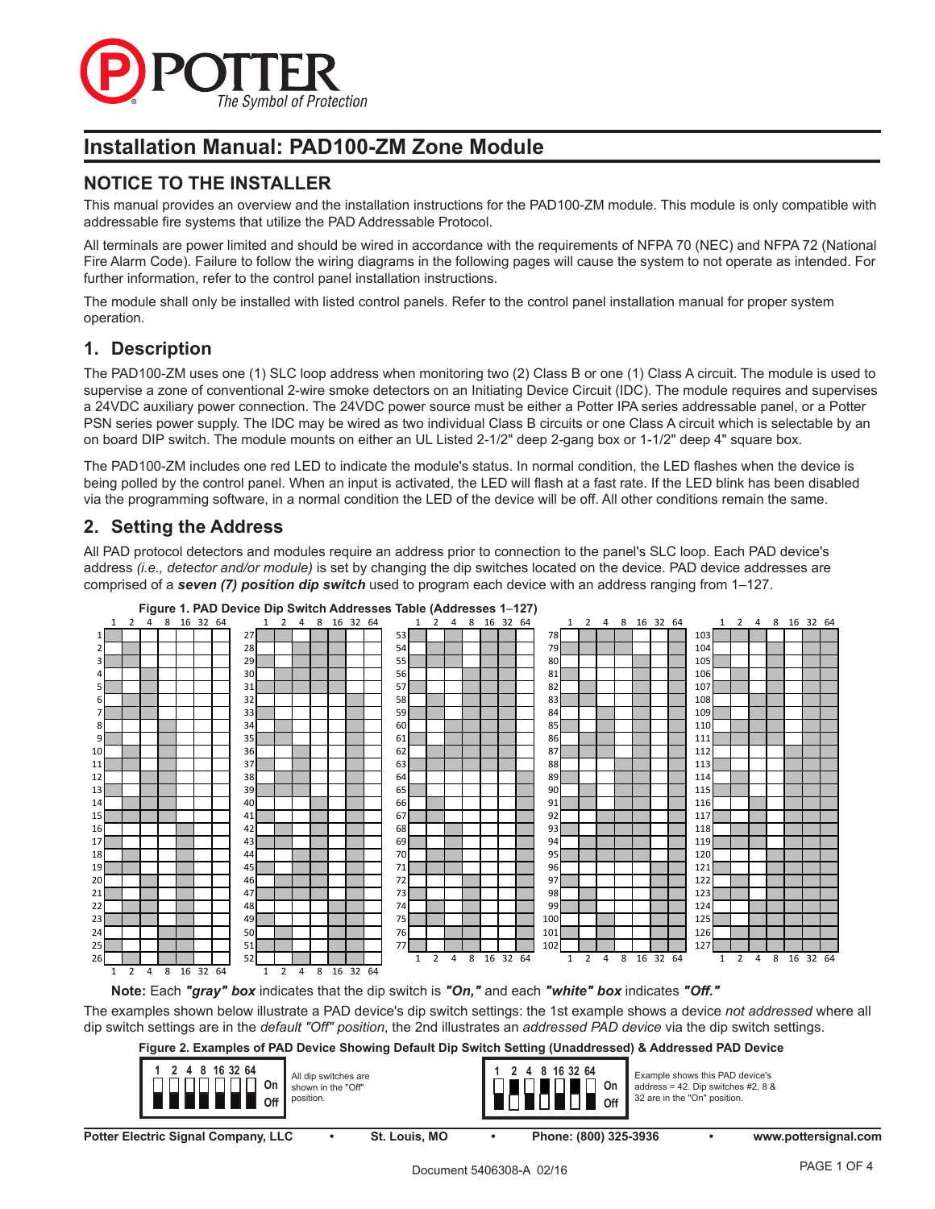# Installation Manual: PAD100-ZM Zone Module

## NOTICE TO THE INSTALLER

This manual provides an overview and the installation instructions for the PAD100-ZM module. This module is only compatible with addressable fire systems that utilize the PAD Addressable Protocol.

All terminals are power limited and should be wired in accordance with the requirements of NFPA 70 (NEC) and NFPA 72 (National Fire Alarm Code). Failure to follow the wiring diagrams in the following pages will cause the system to not operate as intended. For further information, refer to the control panel installation instructions.

The module shall only be installed with listed control panels. Refer to the control panel installation manual for proper system operation.

## 1. Description

The PAD100-ZM uses one (1) SLC loop address when monitoring two (2) Class B or one (1) Class A circuit. The module is used to supervise a zone of conventional 2-wire smoke detectors on an Initiating Device Circuit (IDC). The module requires and supervises a 24VDC auxiliary power connection. The 24VDC power source must be either a Potter IPA series addressable panel, or a Potter PSN series power supply. The IDC may be wired as two individual Class B circuits or one Class A circuit which is selectable by an on board DIP switch. The module mounts on either an UL Listed 2-1/2" deep 2-gang box or 1-1/2" deep 4" square box.

The PAD100-ZM includes one red LED to indicate the module's status. In normal condition, the LED flashes when the device is being polled by the control panel. When an input is activated, the LED will flash at a fast rate. If the LED blink has been disabled via the programming software, in a normal condition the LED of the device will be off. All other conditions remain the same.

## 2. Setting the Address

All PAD protocol detectors and modules require an address prior to connection to the panel's SLC loop. Each PAD device's address *(i.e., detector and/or module)* is set by changing the dip switches located on the device. PAD device addresses are comprised of a ***seven (7) position dip switch*** used to program each device with an address ranging from 1–127.

**Figure 1. PAD Device Dip Switch Addresses Table (Addresses 1–127)**

The table shows, for each address 1–127, the dip switch settings for switches 1, 2, 4, 8, 16, 32 and 64 (each switch that adds up to the address is "On").

**Note:** Each ***"gray" box*** indicates that the dip switch is ***"On,"*** and each ***"white" box*** indicates ***"Off."***

The examples shown below illustrate a PAD device's dip switch settings: the 1st example shows a device *not addressed* where all dip switch settings are in the *default "Off" position*, the 2nd illustrates an *addressed PAD device* via the dip switch settings.

**Figure 2. Examples of PAD Device Showing Default Dip Switch Setting (Unaddressed) & Addressed PAD Device**

All dip switches are shown in the "Off" position.

Example shows this PAD device's address = 42. Dip switches #2, 8 & 32 are in the "On" position.

Potter Electric Signal Company, LLC • St. Louis, MO • Phone: (800) 325-3936 • www.pottersignal.com

Document 5406308-A 02/16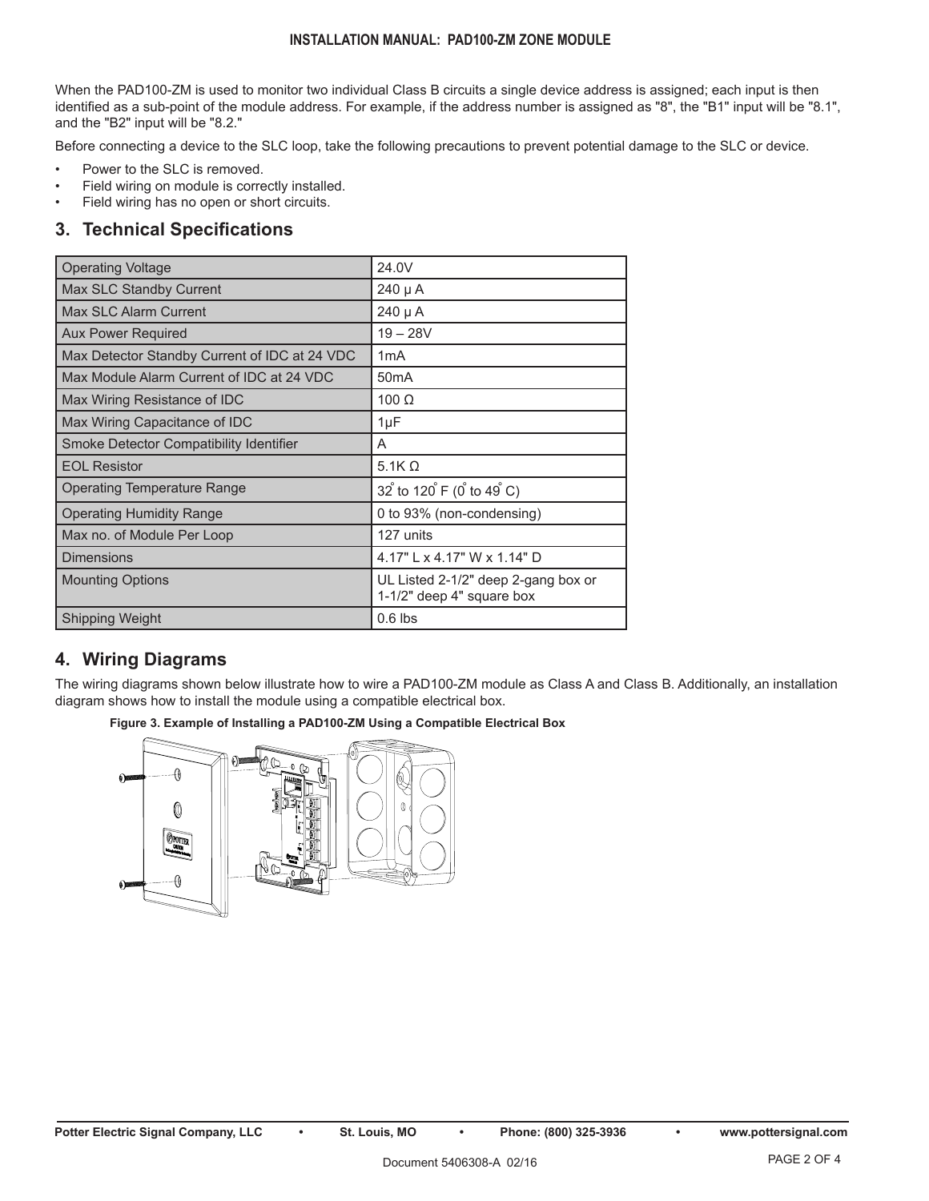When the PAD100-ZM is used to monitor two individual Class B circuits a single device address is assigned; each input is then identified as a sub-point of the module address. For example, if the address number is assigned as "8", the "B1" input will be "8.1", and the "B2" input will be "8.2."

Before connecting a device to the SLC loop, take the following precautions to prevent potential damage to the SLC or device.

- Power to the SLC is removed.
- Field wiring on module is correctly installed.
- Field wiring has no open or short circuits.

## 3. Technical Specifications

| | |
|---|---|
| Operating Voltage | 24.0V |
| Max SLC Standby Current | 240 μ A |
| Max SLC Alarm Current | 240 μ A |
| Aux Power Required | 19 – 28V |
| Max Detector Standby Current of IDC at 24 VDC | 1mA |
| Max Module Alarm Current of IDC at 24 VDC | 50mA |
| Max Wiring Resistance of IDC | 100 Ω |
| Max Wiring Capacitance of IDC | 1μF |
| Smoke Detector Compatibility Identifier | A |
| EOL Resistor | 5.1K Ω |
| Operating Temperature Range | 32° to 120° F (0° to 49° C) |
| Operating Humidity Range | 0 to 93% (non-condensing) |
| Max no. of Module Per Loop | 127 units |
| Dimensions | 4.17" L x 4.17" W x 1.14" D |
| Mounting Options | UL Listed 2-1/2" deep 2-gang box or 1-1/2" deep 4" square box |
| Shipping Weight | 0.6 lbs |

## 4. Wiring Diagrams

The wiring diagrams shown below illustrate how to wire a PAD100-ZM module as Class A and Class B. Additionally, an installation diagram shows how to install the module using a compatible electrical box.

**Figure 3. Example of Installing a PAD100-ZM Using a Compatible Electrical Box**

Document 5406308-A 02/16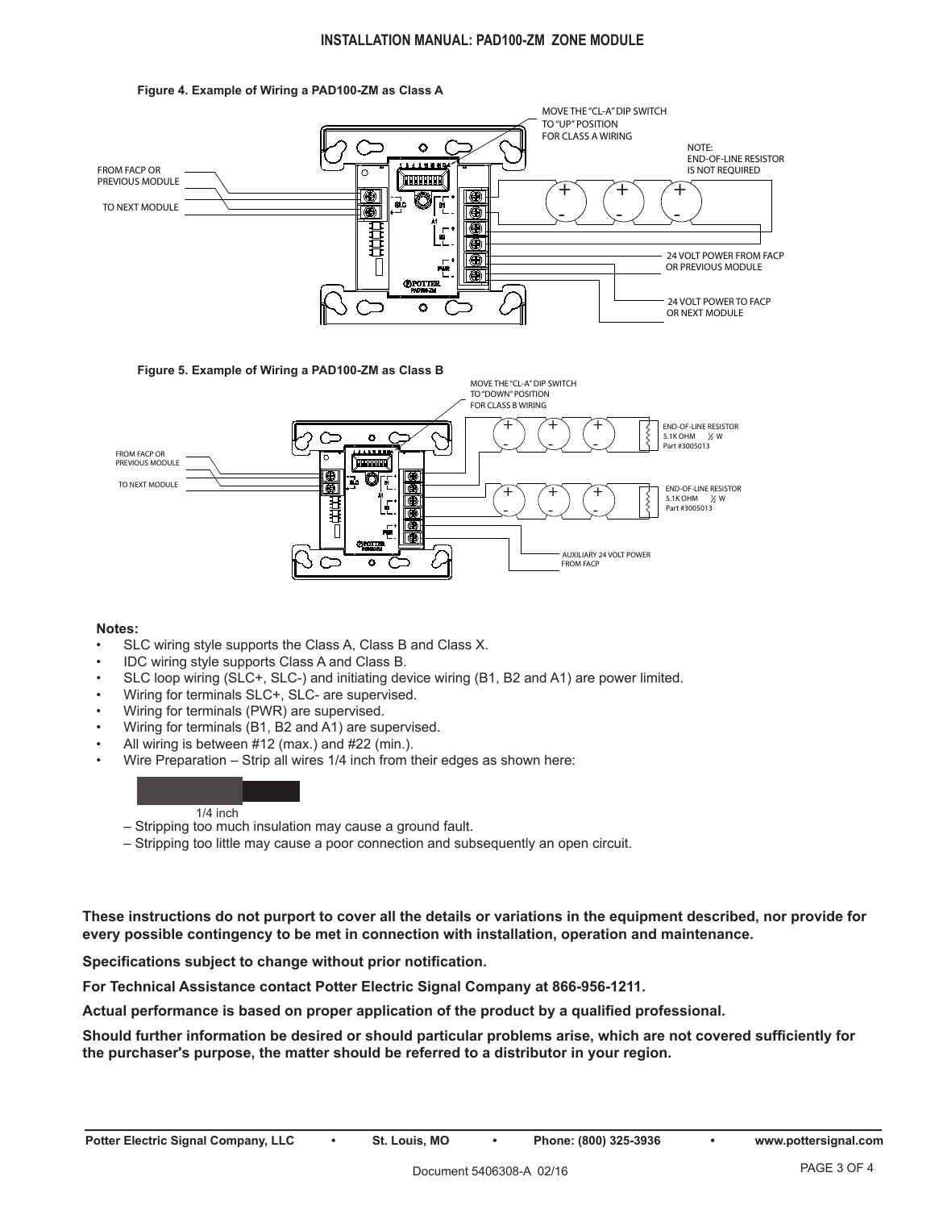**Figure 4. Example of Wiring a PAD100-ZM as Class A**

MOVE THE "CL-A" DIP SWITCH TO "UP" POSITION FOR CLASS A WIRING

NOTE: END-OF-LINE RESISTOR IS NOT REQUIRED

FROM FACP OR PREVIOUS MODULE

TO NEXT MODULE

24 VOLT POWER FROM FACP OR PREVIOUS MODULE

24 VOLT POWER TO FACP OR NEXT MODULE

**Figure 5. Example of Wiring a PAD100-ZM as Class B**

MOVE THE "CL-A" DIP SWITCH TO "DOWN" POSITION FOR CLASS B WIRING

FROM FACP OR PREVIOUS MODULE

TO NEXT MODULE

END-OF-LINE RESISTOR 5.1K OHM ½ W Part #3005013

END-OF-LINE RESISTOR 5.1K OHM ½ W Part #3005013

AUXILIARY 24 VOLT POWER FROM FACP

**Notes:**

- SLC wiring style supports the Class A, Class B and Class X.
- IDC wiring style supports Class A and Class B.
- SLC loop wiring (SLC+, SLC-) and initiating device wiring (B1, B2 and A1) are power limited.
- Wiring for terminals SLC+, SLC- are supervised.
- Wiring for terminals (PWR) are supervised.
- Wiring for terminals (B1, B2 and A1) are supervised.
- All wiring is between #12 (max.) and #22 (min.).
- Wire Preparation – Strip all wires 1/4 inch from their edges as shown here:

1/4 inch

– Stripping too much insulation may cause a ground fault.

– Stripping too little may cause a poor connection and subsequently an open circuit.

**These instructions do not purport to cover all the details or variations in the equipment described, nor provide for every possible contingency to be met in connection with installation, operation and maintenance.**

**Specifications subject to change without prior notification.**

**For Technical Assistance contact Potter Electric Signal Company at 866-956-1211.**

**Actual performance is based on proper application of the product by a qualified professional.**

**Should further information be desired or should particular problems arise, which are not covered sufficiently for the purchaser's purpose, the matter should be referred to a distributor in your region.**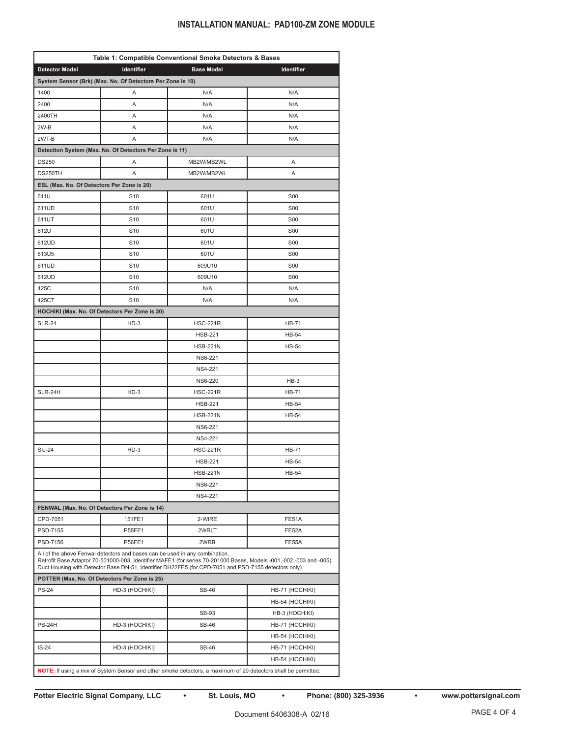| Table 1: Compatible Conventional Smoke Detectors & Bases | | | |
|---|---|---|---|
| **Detector Model** | **Identifier** | **Base Model** | **Identifier** |
| **System Sensor (Brk) (Max. No. Of Detectors Per Zone is 10)** | | | |
| 1400 | A | N/A | N/A |
| 2400 | A | N/A | N/A |
| 2400TH | A | N/A | N/A |
| 2W-B | A | N/A | N/A |
| 2WT-B | A | N/A | N/A |
| **Detection System (Max. No. Of Detectors Per Zone is 11)** | | | |
| DS250 | A | MB2W/MB2WL | A |
| DS250TH | A | MB2W/MB2WL | A |
| **ESL (Max. No. Of Detectors Per Zone is 20)** | | | |
| 611U | S10 | 601U | S00 |
| 611UD | S10 | 601U | S00 |
| 611UT | S10 | 601U | S00 |
| 612U | S10 | 601U | S00 |
| 612UD | S10 | 601U | S00 |
| 613U5 | S10 | 601U | S00 |
| 611UD | S10 | 609U10 | S00 |
| 612UD | S10 | 609U10 | S00 |
| 425C | S10 | N/A | N/A |
| 425CT | S10 | N/A | N/A |
| **HOCHIKI (Max. No. Of Detectors Per Zone is 20)** | | | |
| SLR-24 | HD-3 | HSC-221R | HB-71 |
| | | HSB-221 | HB-54 |
| | | HSB-221N | HB-54 |
| | | NS6-221 | |
| | | NS4-221 | |
| | | NS6-220 | HB-3 |
| SLR-24H | HD-3 | HSC-221R | HB-71 |
| | | HSB-221 | HB-54 |
| | | HSB-221N | HB-54 |
| | | NS6-221 | |
| | | NS4-221 | |
| SIJ-24 | HD-3 | HSC-221R | HB-71 |
| | | HSB-221 | HB-54 |
| | | HSB-221N | HB-54 |
| | | NS6-221 | |
| | | NS4-221 | |
| **FENWAL (Max. No. Of Detectors Per Zone is 14)** | | | |
| CPD-7051 | 151FE1 | 2-WIRE | FE51A |
| PSD-7155 | P55FE1 | 2WRLT | FE52A |
| PSD-7156 | P56FE1 | 2WRB | FE55A |
| All of the above Fenwal detectors and bases can be used in any combination. Retrofit Base Adaptor 70-501000-003, Identifier MAFE1 (for series 70-201000 Bases, Models -001,-002,-003 and -005). Duct Housing with Detector Base DN-51, Identifier DH22FE5 (for CPD-7051 and PSD-7155 detectors only). | | | |
| **POTTER (Max. No. Of Detectors Per Zone is 25)** | | | |
| PS-24 | HD-3 (HOCHIKI) | SB-46 | HB-71 (HOCHIKI) |
| | | | HB-54 (HOCHIKI) |
| | | SB-93 | HB-3 (HOCHIKI) |
| PS-24H | HD-3 (HOCHIKI) | SB-46 | HB-71 (HOCHIKI) |
| | | | HB-54 (HOCHIKI) |
| IS-24 | HD-3 (HOCHIKI) | SB-46 | HB-71 (HOCHIKI) |
| | | | HB-54 (HOCHIKI) |
| **NOTE:** If using a mix of System Sensor and other smoke detectors, a maximum of 20 detectors shall be permitted. | | | |

Potter Electric Signal Company, LLC • St. Louis, MO • Phone: (800) 325-3936 • www.pottersignal.com

Document 5406308-A 02/16